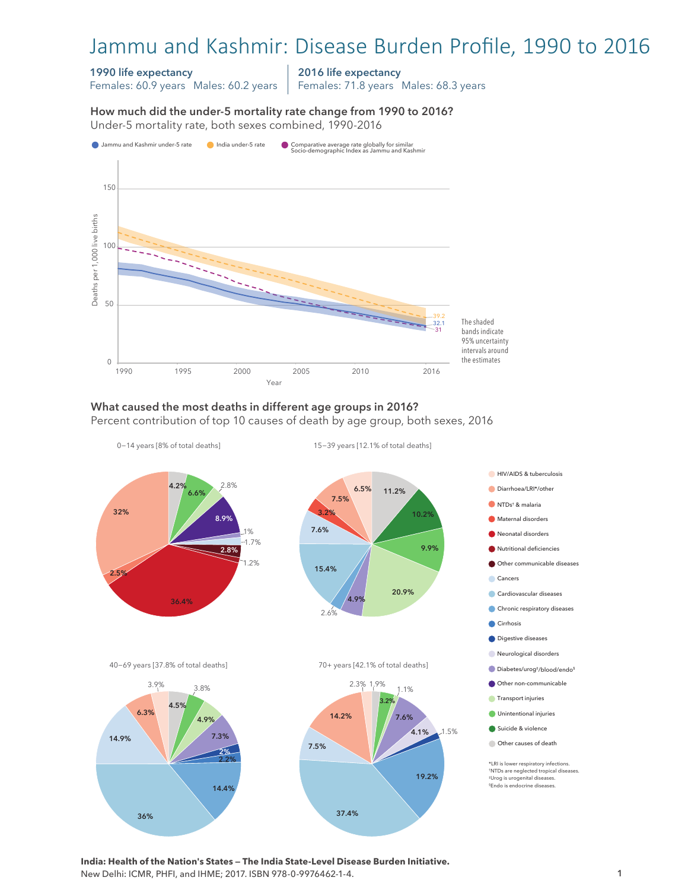# Jammu and Kashmir: Disease Burden Profile, 1990 to 2016

**1990 life expectancy**
Females: 60.9 years   Males: 60.2 years

**2016 life expectancy**
Females: 71.8 years   Males: 68.3 years

### How much did the under-5 mortality rate change from 1990 to 2016?

Under-5 mortality rate, both sexes combined, 1990-2016

Legend: Jammu and Kashmir under-5 rate; India under-5 rate; Comparative average rate globally for similar Socio-demographic Index as Jammu and Kashmir

Deaths per 1,000 live births (y-axis: 0, 50, 100, 150); Year (x-axis: 1990, 1995, 2000, 2005, 2010, 2016)

2016 values: India 39.2; Jammu and Kashmir 32.1; Comparative average 31

The shaded bands indicate 95% uncertainty intervals around the estimates

### What caused the most deaths in different age groups in 2016?

Percent contribution of top 10 causes of death by age group, both sexes, 2016

**0–14 years [8% of total deaths]**: 36.4%, 32%, 8.9%, 6.6%, 4.2%, 2.8%, 2.8%, 2.5%, 1.7%, 1.2%, 1%

**15–39 years [12.1% of total deaths]**: 20.9%, 15.4%, 11.2%, 10.2%, 9.9%, 7.6%, 7.5%, 6.5%, 4.9%, 3.2%, 2.6%

**40–69 years [37.8% of total deaths]**: 36%, 14.9%, 14.4%, 7.3%, 6.3%, 4.9%, 4.5%, 3.9%, 3.8%, 2.2%, 2%

**70+ years [42.1% of total deaths]**: 37.4%, 19.2%, 14.2%, 7.6%, 7.5%, 4.1%, 3.2%, 2.3%, 1.9%, 1.5%, 1.1%

Legend:
- HIV/AIDS & tuberculosis
- Diarrhoea/LRI*/other
- NTDs† & malaria
- Maternal disorders
- Neonatal disorders
- Nutritional deficiencies
- Other communicable diseases
- Cancers
- Cardiovascular diseases
- Chronic respiratory diseases
- Cirrhosis
- Digestive diseases
- Neurological disorders
- Diabetes/urog‡/blood/endo§
- Other non-communicable
- Transport injuries
- Unintentional injuries
- Suicide & violence
- Other causes of death

*LRI is lower respiratory infections.
†NTDs are neglected tropical diseases.
‡Urog is urogenital diseases.
§Endo is endocrine diseases.

**India: Health of the Nation's States — The India State-Level Disease Burden Initiative.**
New Delhi: ICMR, PHFI, and IHME; 2017. ISBN 978-0-9976462-1-4.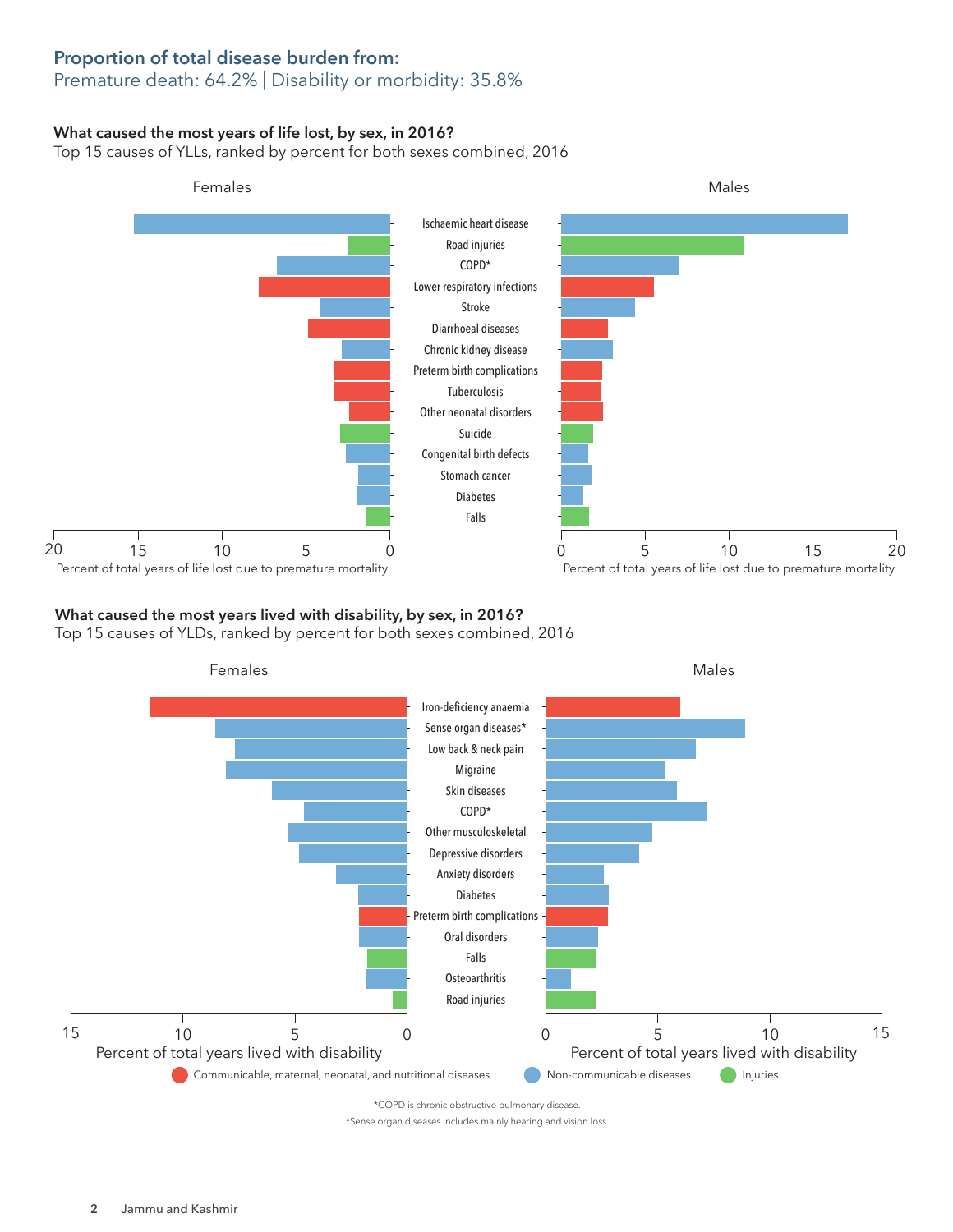## Proportion of total disease burden from:

Premature death: 64.2% | Disability or morbidity: 35.8%

### What caused the most years of life lost, by sex, in 2016?

Top 15 causes of YLLs, ranked by percent for both sexes combined, 2016

Females | Males

- Ischaemic heart disease
- Road injuries
- COPD*
- Lower respiratory infections
- Stroke
- Diarrhoeal diseases
- Chronic kidney disease
- Preterm birth complications
- Tuberculosis
- Other neonatal disorders
- Suicide
- Congenital birth defects
- Stomach cancer
- Diabetes
- Falls

Percent of total years of life lost due to premature mortality

### What caused the most years lived with disability, by sex, in 2016?

Top 15 causes of YLDs, ranked by percent for both sexes combined, 2016

Females | Males

- Iron-deficiency anaemia
- Sense organ diseases*
- Low back & neck pain
- Migraine
- Skin diseases
- COPD*
- Other musculoskeletal
- Depressive disorders
- Anxiety disorders
- Diabetes
- Preterm birth complications
- Oral disorders
- Falls
- Osteoarthritis
- Road injuries

Percent of total years lived with disability

Communicable, maternal, neonatal, and nutritional diseases | Non-communicable diseases | Injuries

*COPD is chronic obstructive pulmonary disease.

*Sense organ diseases includes mainly hearing and vision loss.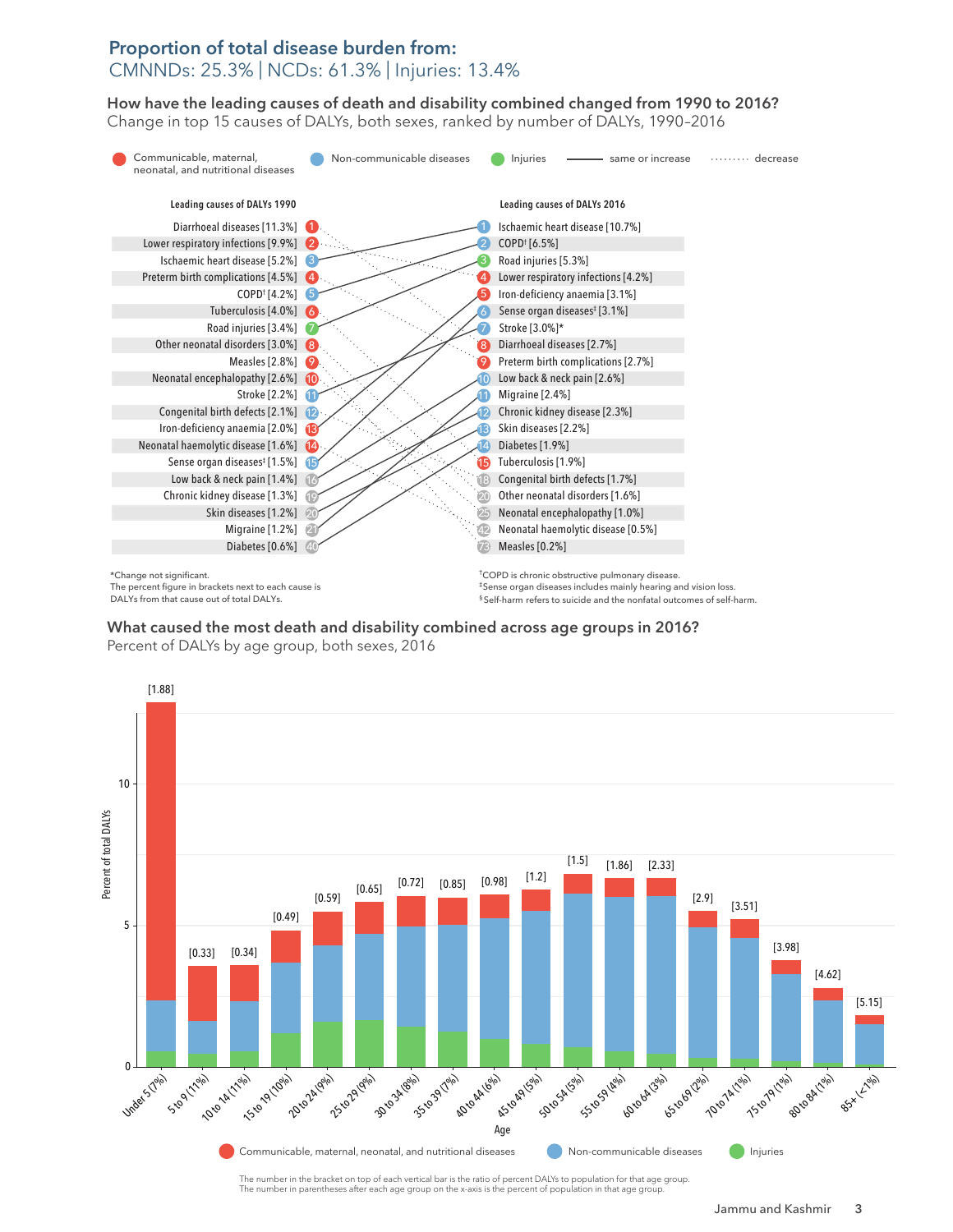## Proportion of total disease burden from:

CMNNDs: 25.3% | NCDs: 61.3% | Injuries: 13.4%

### How have the leading causes of death and disability combined changed from 1990 to 2016?

Change in top 15 causes of DALYs, both sexes, ranked by number of DALYs, 1990–2016

Legend: Communicable, maternal, neonatal, and nutritional diseases · Non-communicable diseases · Injuries · ——— same or increase · ········ decrease

| Rank | Leading causes of DALYs 1990 | Rank | Leading causes of DALYs 2016 |
|---|---|---|---|
| 1 | Diarrhoeal diseases [11.3%] | 1 | Ischaemic heart disease [10.7%] |
| 2 | Lower respiratory infections [9.9%] | 2 | COPD† [6.5%] |
| 3 | Ischaemic heart disease [5.2%] | 3 | Road injuries [5.3%] |
| 4 | Preterm birth complications [4.5%] | 4 | Lower respiratory infections [4.2%] |
| 5 | COPD† [4.2%] | 5 | Iron-deficiency anaemia [3.1%] |
| 6 | Tuberculosis [4.0%] | 6 | Sense organ diseases‡ [3.1%] |
| 7 | Road injuries [3.4%] | 7 | Stroke [3.0%]* |
| 8 | Other neonatal disorders [3.0%] | 8 | Diarrhoeal diseases [2.7%] |
| 9 | Measles [2.8%] | 9 | Preterm birth complications [2.7%] |
| 10 | Neonatal encephalopathy [2.6%] | 10 | Low back & neck pain [2.6%] |
| 11 | Stroke [2.2%] | 11 | Migraine [2.4%] |
| 12 | Congenital birth defects [2.1%] | 12 | Chronic kidney disease [2.3%] |
| 13 | Iron-deficiency anaemia [2.0%] | 13 | Skin diseases [2.2%] |
| 14 | Neonatal haemolytic disease [1.6%] | 14 | Diabetes [1.9%] |
| 15 | Sense organ diseases‡ [1.5%] | 15 | Tuberculosis [1.9%] |
| 16 | Low back & neck pain [1.4%] | 18 | Congenital birth defects [1.7%] |
| 19 | Chronic kidney disease [1.3%] | 20 | Other neonatal disorders [1.6%] |
| 20 | Skin diseases [1.2%] | 25 | Neonatal encephalopathy [1.0%] |
| 21 | Migraine [1.2%] | 42 | Neonatal haemolytic disease [0.5%] |
| 40 | Diabetes [0.6%] | 73 | Measles [0.2%] |

*Change not significant.
The percent figure in brackets next to each cause is DALYs from that cause out of total DALYs.

†COPD is chronic obstructive pulmonary disease.
‡Sense organ diseases includes mainly hearing and vision loss.
§Self-harm refers to suicide and the nonfatal outcomes of self-harm.

### What caused the most death and disability combined across age groups in 2016?

Percent of DALYs by age group, both sexes, 2016

| Age (percent of population) | Ratio of percent DALYs to population |
|---|---|
| Under 5 (7%) | [1.88] |
| 5 to 9 (11%) | [0.33] |
| 10 to 14 (11%) | [0.34] |
| 15 to 19 (10%) | [0.49] |
| 20 to 24 (9%) | [0.59] |
| 25 to 29 (9%) | [0.65] |
| 30 to 34 (8%) | [0.72] |
| 35 to 39 (7%) | [0.85] |
| 40 to 44 (6%) | [0.98] |
| 45 to 49 (5%) | [1.2] |
| 50 to 54 (5%) | [1.5] |
| 55 to 59 (4%) | [1.86] |
| 60 to 64 (3%) | [2.33] |
| 65 to 69 (2%) | [2.9] |
| 70 to 74 (1%) | [3.51] |
| 75 to 79 (1%) | [3.98] |
| 80 to 84 (1%) | [4.62] |
| 85+ (<1%) | [5.15] |

Y-axis: Percent of total DALYs. Legend: Communicable, maternal, neonatal, and nutritional diseases · Non-communicable diseases · Injuries

The number in the bracket on top of each vertical bar is the ratio of percent DALYs to population for that age group.
The number in parentheses after each age group on the x-axis is the percent of population in that age group.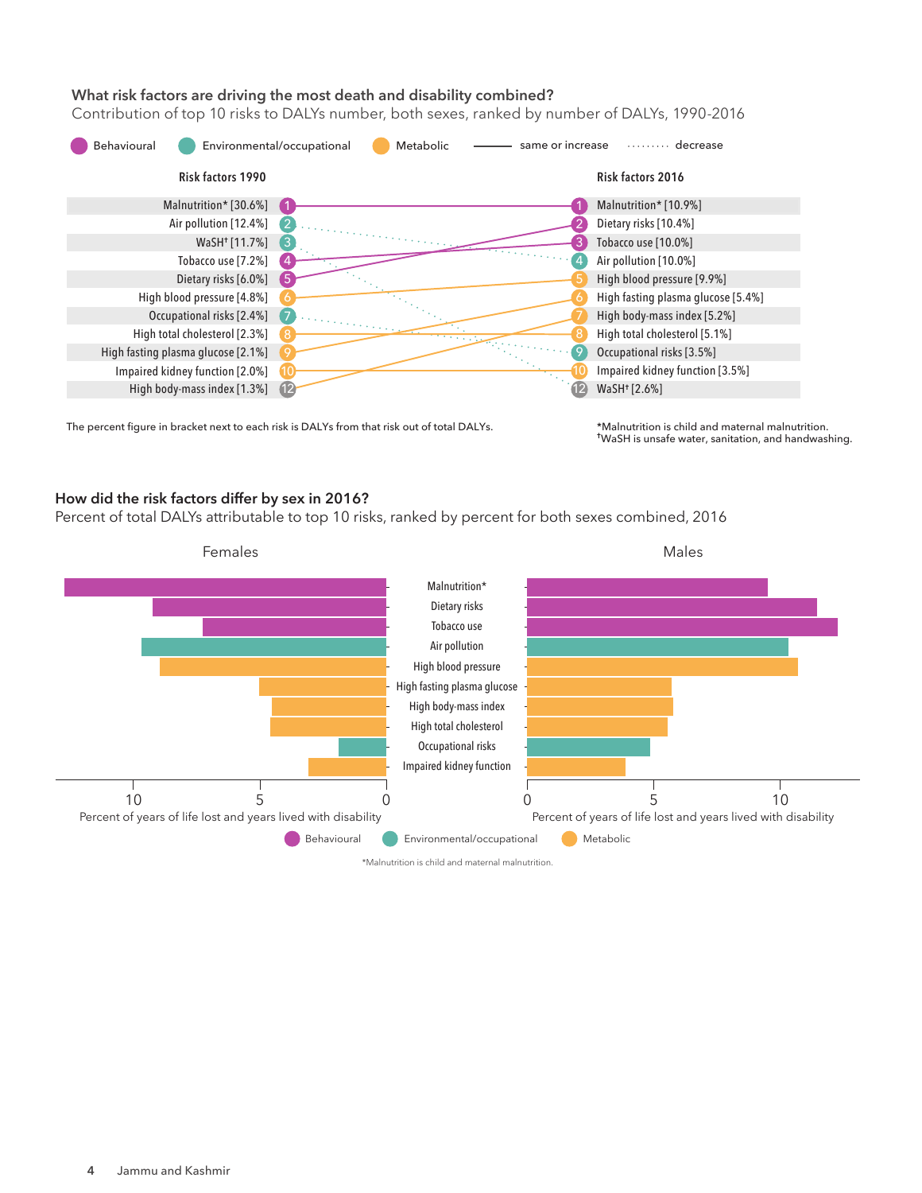## What risk factors are driving the most death and disability combined?

Contribution of top 10 risks to DALYs number, both sexes, ranked by number of DALYs, 1990-2016

Behavioural | Environmental/occupational | Metabolic | same or increase | decrease

**Risk factors 1990**

Malnutrition* [30.6%] 1
Air pollution [12.4%] 2
WaSH† [11.7%] 3
Tobacco use [7.2%] 4
Dietary risks [6.0%] 5
High blood pressure [4.8%] 6
Occupational risks [2.4%] 7
High total cholesterol [2.3%] 8
High fasting plasma glucose [2.1%] 9
Impaired kidney function [2.0%] 10
High body-mass index [1.3%] 12

**Risk factors 2016**

1 Malnutrition* [10.9%]
2 Dietary risks [10.4%]
3 Tobacco use [10.0%]
4 Air pollution [10.0%]
5 High blood pressure [9.9%]
6 High fasting plasma glucose [5.4%]
7 High body-mass index [5.2%]
8 High total cholesterol [5.1%]
9 Occupational risks [3.5%]
10 Impaired kidney function [3.5%]
12 WaSH† [2.6%]

The percent figure in bracket next to each risk is DALYs from that risk out of total DALYs.

*Malnutrition is child and maternal malnutrition.
†WaSH is unsafe water, sanitation, and handwashing.

## How did the risk factors differ by sex in 2016?

Percent of total DALYs attributable to top 10 risks, ranked by percent for both sexes combined, 2016

Females | Males

Malnutrition*
Dietary risks
Tobacco use
Air pollution
High blood pressure
High fasting plasma glucose
High body-mass index
High total cholesterol
Occupational risks
Impaired kidney function

10 5 0 | 0 5 10

Percent of years of life lost and years lived with disability | Percent of years of life lost and years lived with disability

Behavioural | Environmental/occupational | Metabolic

*Malnutrition is child and maternal malnutrition.